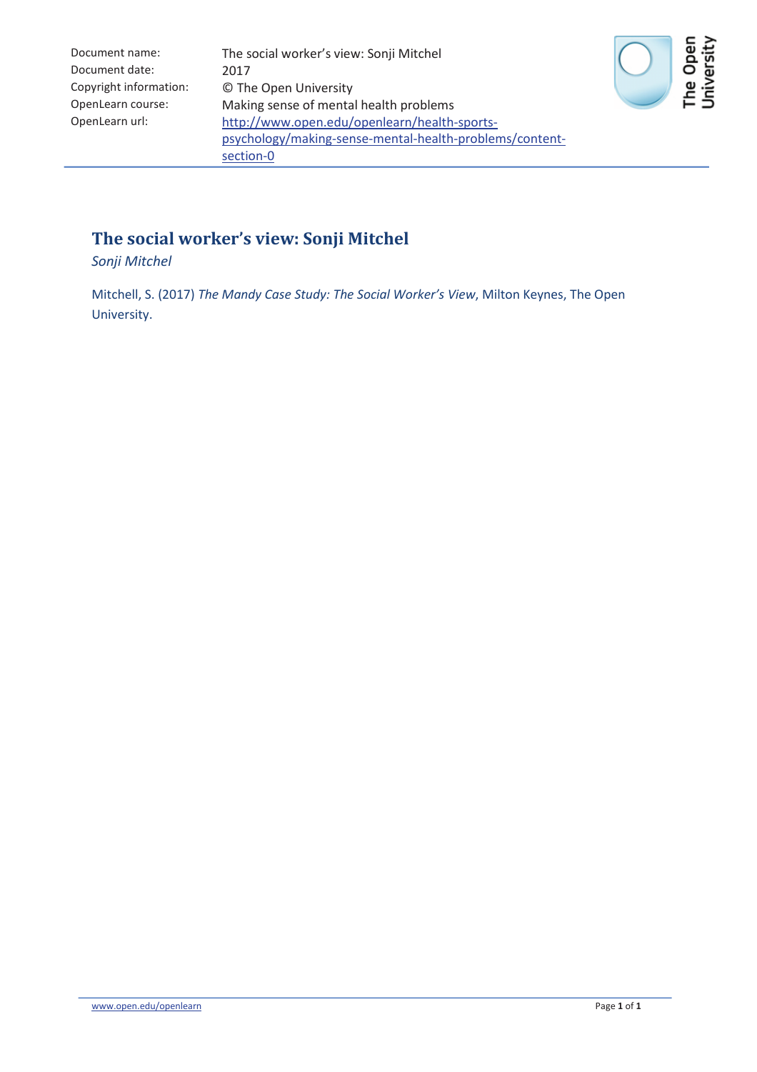| | |
|---|---|
| Document name: | The social worker's view: Sonji Mitchel |
| Document date: | 2017 |
| Copyright information: | © The Open University |
| OpenLearn course: | Making sense of mental health problems |
| OpenLearn url: | http://www.open.edu/openlearn/health-sports-psychology/making-sense-mental-health-problems/content-section-0 |

# The social worker's view: Sonji Mitchel

*Sonji Mitchel*

Mitchell, S. (2017) *The Mandy Case Study: The Social Worker's View*, Milton Keynes, The Open University.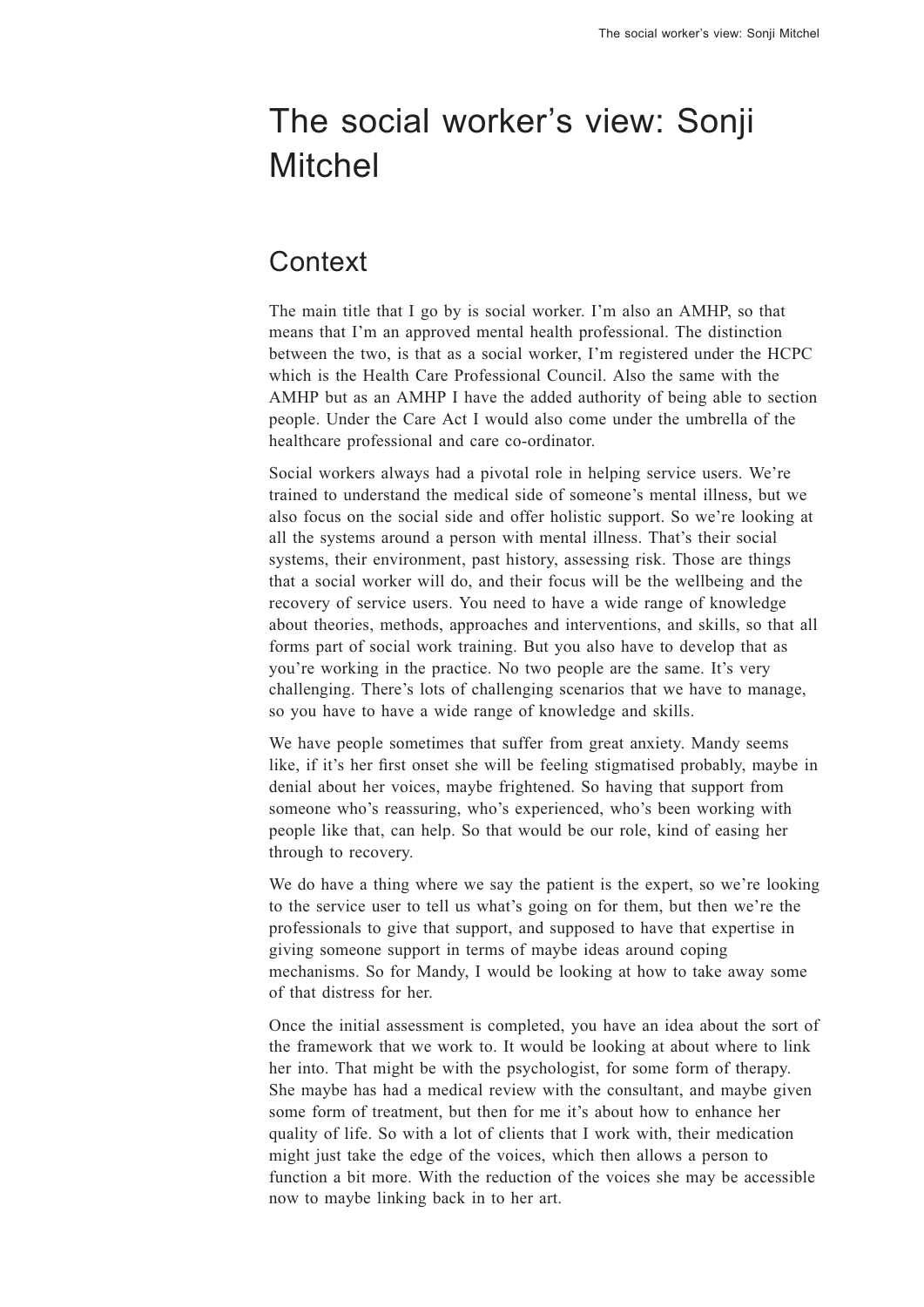# The social worker's view: Sonji Mitchel

## Context

The main title that I go by is social worker. I'm also an AMHP, so that means that I'm an approved mental health professional. The distinction between the two, is that as a social worker, I'm registered under the HCPC which is the Health Care Professional Council. Also the same with the AMHP but as an AMHP I have the added authority of being able to section people. Under the Care Act I would also come under the umbrella of the healthcare professional and care co-ordinator.

Social workers always had a pivotal role in helping service users. We're trained to understand the medical side of someone's mental illness, but we also focus on the social side and offer holistic support. So we're looking at all the systems around a person with mental illness. That's their social systems, their environment, past history, assessing risk. Those are things that a social worker will do, and their focus will be the wellbeing and the recovery of service users. You need to have a wide range of knowledge about theories, methods, approaches and interventions, and skills, so that all forms part of social work training. But you also have to develop that as you're working in the practice. No two people are the same. It's very challenging. There's lots of challenging scenarios that we have to manage, so you have to have a wide range of knowledge and skills.

We have people sometimes that suffer from great anxiety. Mandy seems like, if it's her first onset she will be feeling stigmatised probably, maybe in denial about her voices, maybe frightened. So having that support from someone who's reassuring, who's experienced, who's been working with people like that, can help. So that would be our role, kind of easing her through to recovery.

We do have a thing where we say the patient is the expert, so we're looking to the service user to tell us what's going on for them, but then we're the professionals to give that support, and supposed to have that expertise in giving someone support in terms of maybe ideas around coping mechanisms. So for Mandy, I would be looking at how to take away some of that distress for her.

Once the initial assessment is completed, you have an idea about the sort of the framework that we work to. It would be looking at about where to link her into. That might be with the psychologist, for some form of therapy. She maybe has had a medical review with the consultant, and maybe given some form of treatment, but then for me it's about how to enhance her quality of life. So with a lot of clients that I work with, their medication might just take the edge of the voices, which then allows a person to function a bit more. With the reduction of the voices she may be accessible now to maybe linking back in to her art.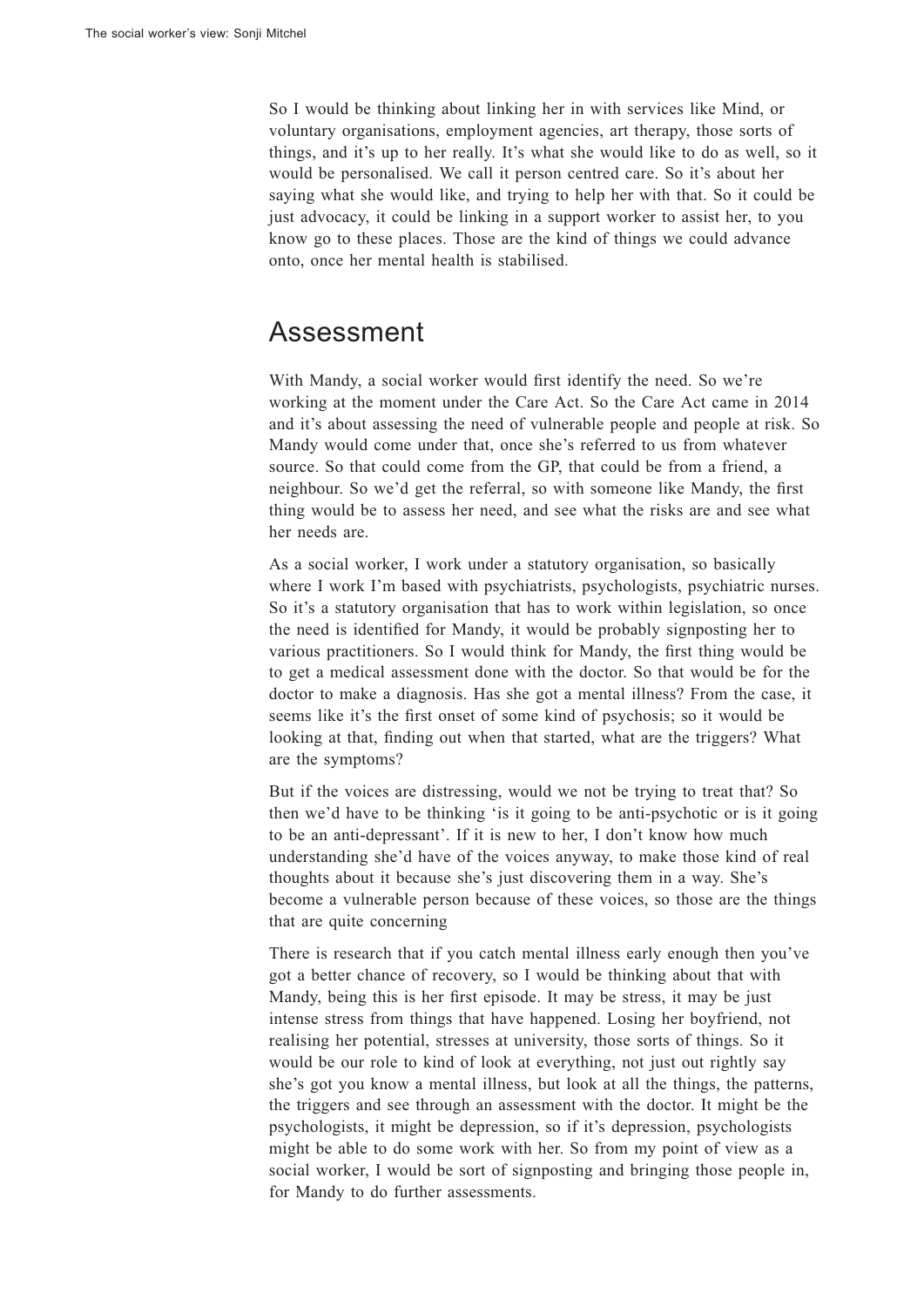So I would be thinking about linking her in with services like Mind, or voluntary organisations, employment agencies, art therapy, those sorts of things, and it's up to her really. It's what she would like to do as well, so it would be personalised. We call it person centred care. So it's about her saying what she would like, and trying to help her with that. So it could be just advocacy, it could be linking in a support worker to assist her, to you know go to these places. Those are the kind of things we could advance onto, once her mental health is stabilised.

## Assessment

With Mandy, a social worker would first identify the need. So we're working at the moment under the Care Act. So the Care Act came in 2014 and it's about assessing the need of vulnerable people and people at risk. So Mandy would come under that, once she's referred to us from whatever source. So that could come from the GP, that could be from a friend, a neighbour. So we'd get the referral, so with someone like Mandy, the first thing would be to assess her need, and see what the risks are and see what her needs are.

As a social worker, I work under a statutory organisation, so basically where I work I'm based with psychiatrists, psychologists, psychiatric nurses. So it's a statutory organisation that has to work within legislation, so once the need is identified for Mandy, it would be probably signposting her to various practitioners. So I would think for Mandy, the first thing would be to get a medical assessment done with the doctor. So that would be for the doctor to make a diagnosis. Has she got a mental illness? From the case, it seems like it's the first onset of some kind of psychosis; so it would be looking at that, finding out when that started, what are the triggers? What are the symptoms?

But if the voices are distressing, would we not be trying to treat that? So then we'd have to be thinking 'is it going to be anti-psychotic or is it going to be an anti-depressant'. If it is new to her, I don't know how much understanding she'd have of the voices anyway, to make those kind of real thoughts about it because she's just discovering them in a way. She's become a vulnerable person because of these voices, so those are the things that are quite concerning

There is research that if you catch mental illness early enough then you've got a better chance of recovery, so I would be thinking about that with Mandy, being this is her first episode. It may be stress, it may be just intense stress from things that have happened. Losing her boyfriend, not realising her potential, stresses at university, those sorts of things. So it would be our role to kind of look at everything, not just out rightly say she's got you know a mental illness, but look at all the things, the patterns, the triggers and see through an assessment with the doctor. It might be the psychologists, it might be depression, so if it's depression, psychologists might be able to do some work with her. So from my point of view as a social worker, I would be sort of signposting and bringing those people in, for Mandy to do further assessments.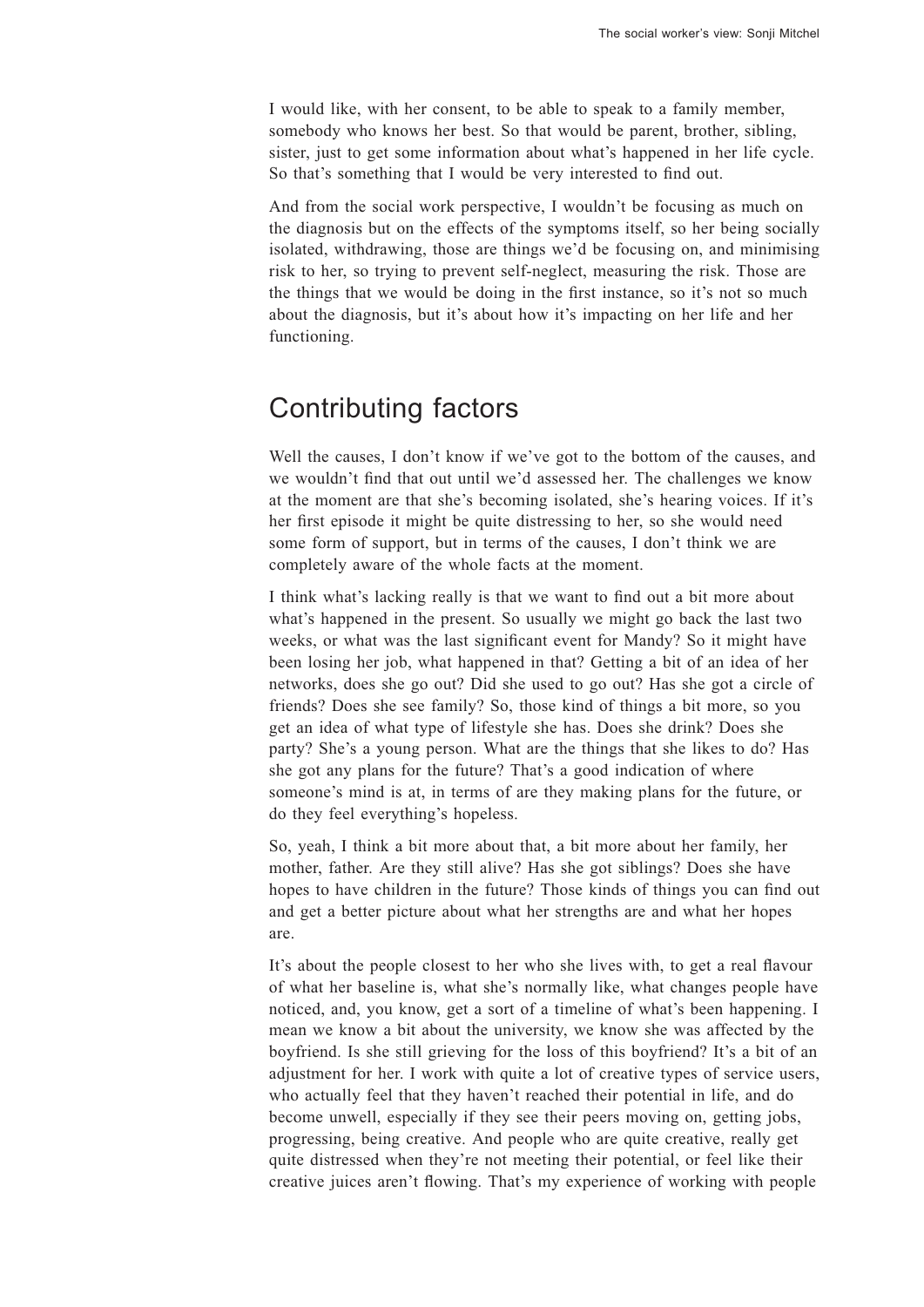I would like, with her consent, to be able to speak to a family member, somebody who knows her best. So that would be parent, brother, sibling, sister, just to get some information about what's happened in her life cycle. So that's something that I would be very interested to find out.

And from the social work perspective, I wouldn't be focusing as much on the diagnosis but on the effects of the symptoms itself, so her being socially isolated, withdrawing, those are things we'd be focusing on, and minimising risk to her, so trying to prevent self-neglect, measuring the risk. Those are the things that we would be doing in the first instance, so it's not so much about the diagnosis, but it's about how it's impacting on her life and her functioning.

## Contributing factors

Well the causes, I don't know if we've got to the bottom of the causes, and we wouldn't find that out until we'd assessed her. The challenges we know at the moment are that she's becoming isolated, she's hearing voices. If it's her first episode it might be quite distressing to her, so she would need some form of support, but in terms of the causes, I don't think we are completely aware of the whole facts at the moment.

I think what's lacking really is that we want to find out a bit more about what's happened in the present. So usually we might go back the last two weeks, or what was the last significant event for Mandy? So it might have been losing her job, what happened in that? Getting a bit of an idea of her networks, does she go out? Did she used to go out? Has she got a circle of friends? Does she see family? So, those kind of things a bit more, so you get an idea of what type of lifestyle she has. Does she drink? Does she party? She's a young person. What are the things that she likes to do? Has she got any plans for the future? That's a good indication of where someone's mind is at, in terms of are they making plans for the future, or do they feel everything's hopeless.

So, yeah, I think a bit more about that, a bit more about her family, her mother, father. Are they still alive? Has she got siblings? Does she have hopes to have children in the future? Those kinds of things you can find out and get a better picture about what her strengths are and what her hopes are.

It's about the people closest to her who she lives with, to get a real flavour of what her baseline is, what she's normally like, what changes people have noticed, and, you know, get a sort of a timeline of what's been happening. I mean we know a bit about the university, we know she was affected by the boyfriend. Is she still grieving for the loss of this boyfriend? It's a bit of an adjustment for her. I work with quite a lot of creative types of service users, who actually feel that they haven't reached their potential in life, and do become unwell, especially if they see their peers moving on, getting jobs, progressing, being creative. And people who are quite creative, really get quite distressed when they're not meeting their potential, or feel like their creative juices aren't flowing. That's my experience of working with people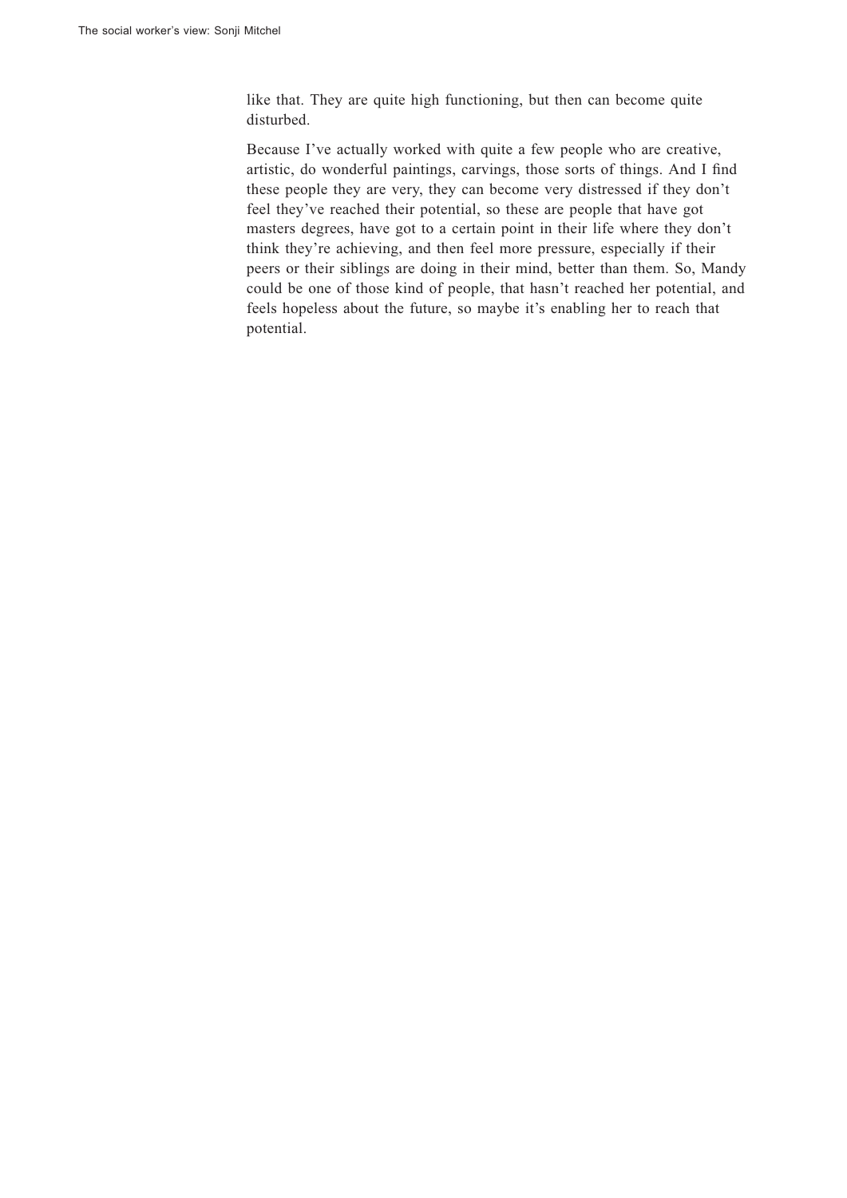like that. They are quite high functioning, but then can become quite disturbed.

Because I've actually worked with quite a few people who are creative, artistic, do wonderful paintings, carvings, those sorts of things. And I find these people they are very, they can become very distressed if they don't feel they've reached their potential, so these are people that have got masters degrees, have got to a certain point in their life where they don't think they're achieving, and then feel more pressure, especially if their peers or their siblings are doing in their mind, better than them. So, Mandy could be one of those kind of people, that hasn't reached her potential, and feels hopeless about the future, so maybe it's enabling her to reach that potential.